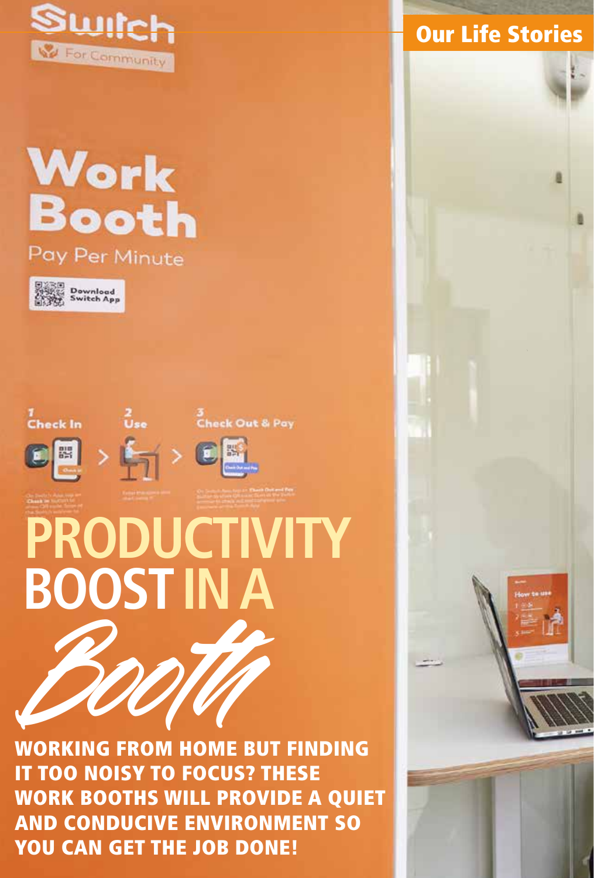# PRODUCTIVITY BOOST IN A *Booth*

**WORKING FROM HOME BUT FINDING IT TOO NOISY TO FOCUS? THESE WORK BOOTHS WILL PROVIDE A QUIET AND CONDUCIVE ENVIRONMENT SO YOU CAN GET THE JOB DONE!**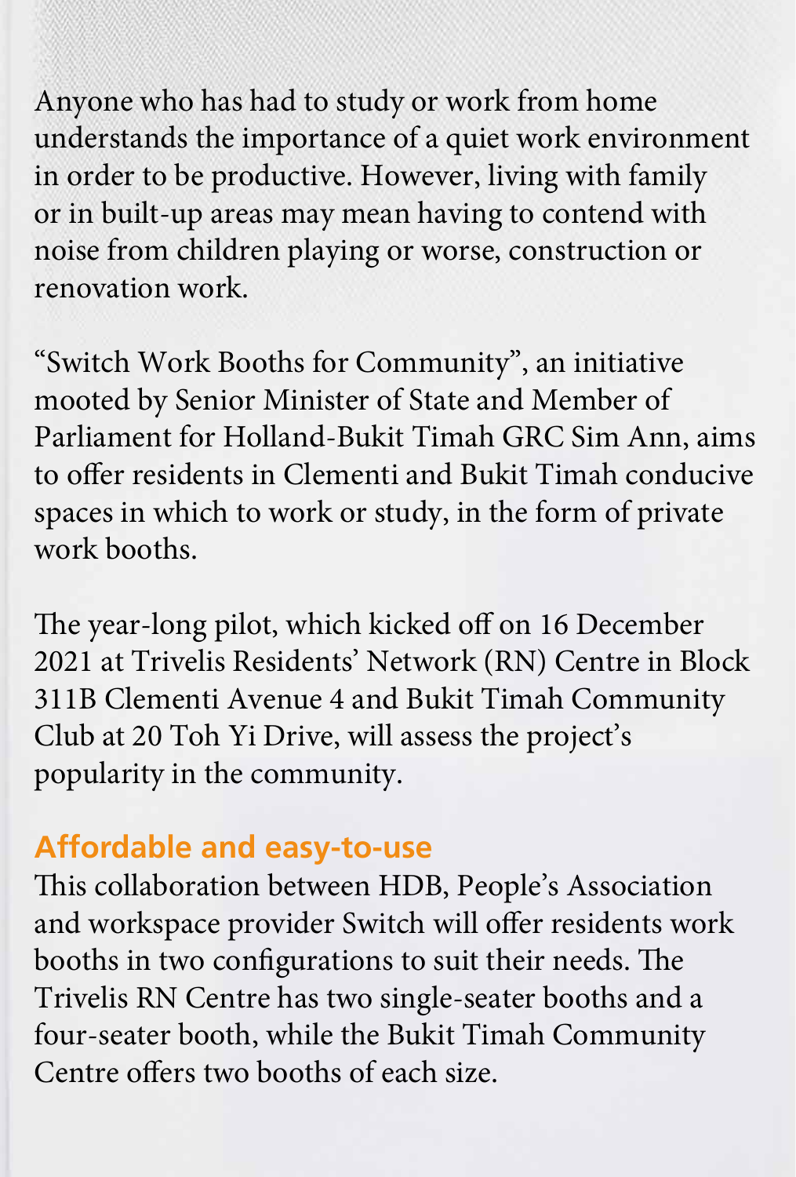Anyone who has had to study or work from home understands the importance of a quiet work environment in order to be productive. However, living with family or in built-up areas may mean having to contend with noise from children playing or worse, construction or renovation work.

"Switch Work Booths for Community", an initiative mooted by Senior Minister of State and Member of Parliament for Holland-Bukit Timah GRC Sim Ann, aims to offer residents in Clementi and Bukit Timah conducive spaces in which to work or study, in the form of private work booths.

The year-long pilot, which kicked off on 16 December 2021 at Trivelis Residents' Network (RN) Centre in Block 311B Clementi Avenue 4 and Bukit Timah Community Club at 20 Toh Yi Drive, will assess the project's popularity in the community.

## Affordable and easy-to-use

This collaboration between HDB, People's Association and workspace provider Switch will offer residents work booths in two configurations to suit their needs. The Trivelis RN Centre has two single-seater booths and a four-seater booth, while the Bukit Timah Community Centre offers two booths of each size.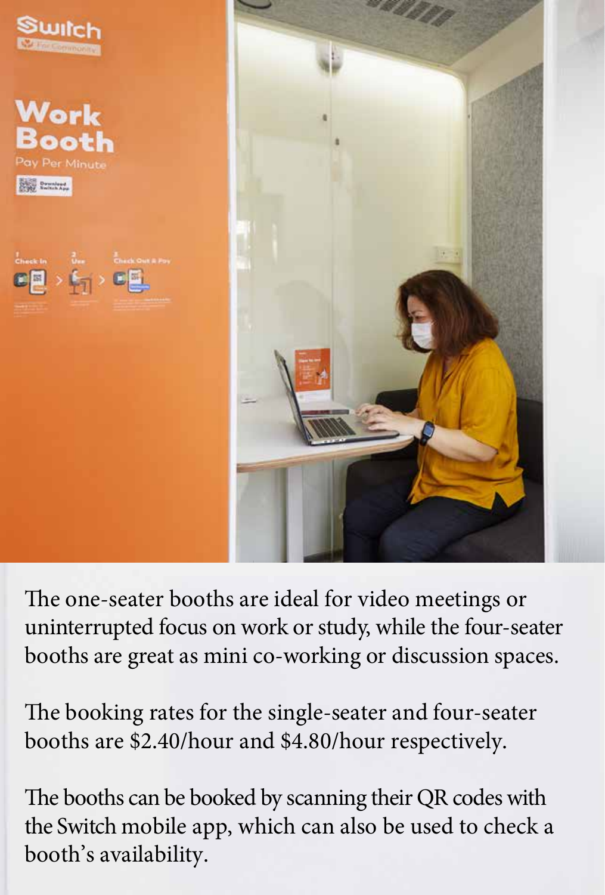The one-seater booths are ideal for video meetings or uninterrupted focus on work or study, while the four-seater booths are great as mini co-working or discussion spaces.

The booking rates for the single-seater and four-seater booths are $2.40/hour and $4.80/hour respectively.

The booths can be booked by scanning their QR codes with the Switch mobile app, which can also be used to check a booth's availability.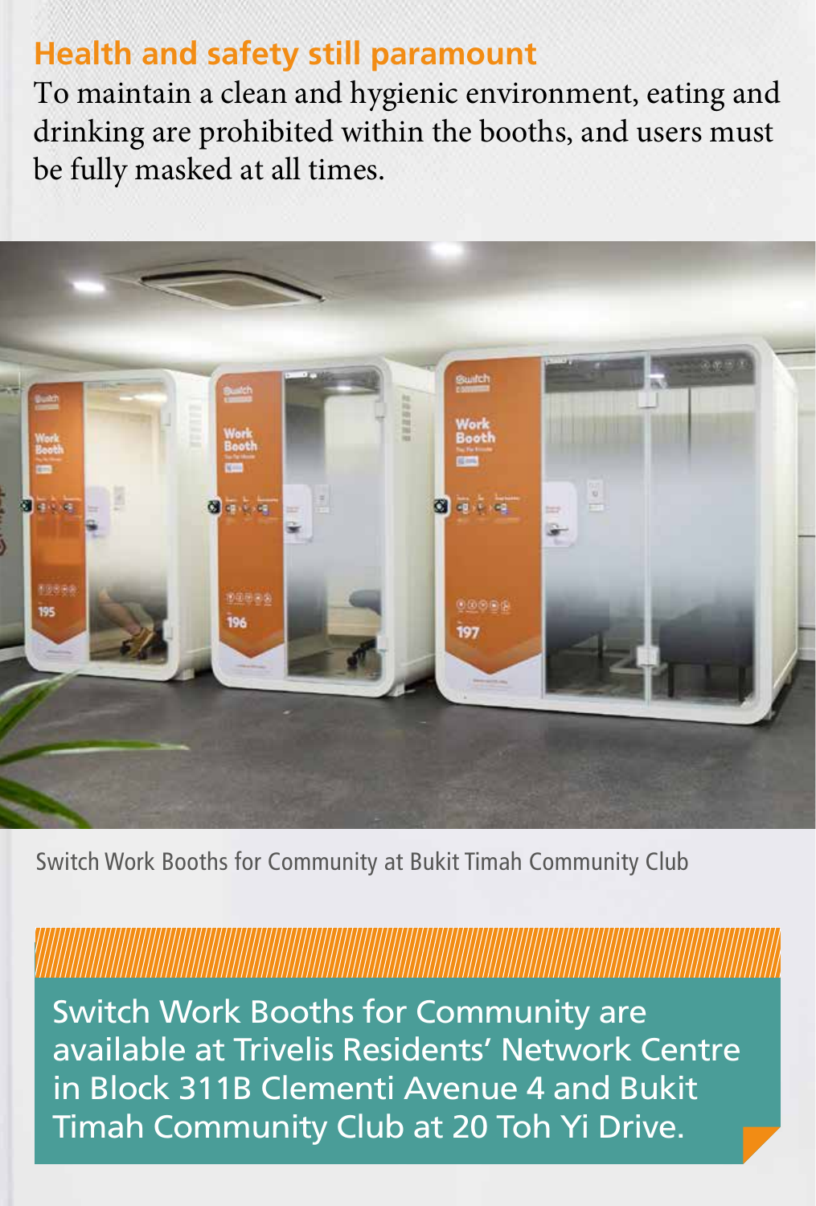## Health and safety still paramount

To maintain a clean and hygienic environment, eating and drinking are prohibited within the booths, and users must be fully masked at all times.

Switch Work Booths for Community at Bukit Timah Community Club

Switch Work Booths for Community are available at Trivelis Residents' Network Centre in Block 311B Clementi Avenue 4 and Bukit Timah Community Club at 20 Toh Yi Drive.